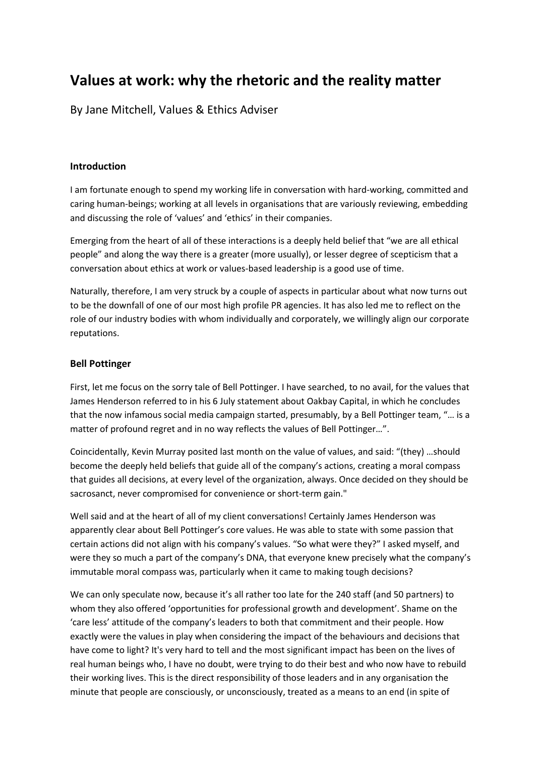# Values at work: why the rhetoric and the reality matter

By Jane Mitchell, Values & Ethics Adviser

### Introduction

I am fortunate enough to spend my working life in conversation with hard-working, committed and caring human-beings; working at all levels in organisations that are variously reviewing, embedding and discussing the role of 'values' and 'ethics' in their companies.

Emerging from the heart of all of these interactions is a deeply held belief that "we are all ethical people" and along the way there is a greater (more usually), or lesser degree of scepticism that a conversation about ethics at work or values-based leadership is a good use of time.

Naturally, therefore, I am very struck by a couple of aspects in particular about what now turns out to be the downfall of one of our most high profile PR agencies. It has also led me to reflect on the role of our industry bodies with whom individually and corporately, we willingly align our corporate reputations.

### Bell Pottinger

First, let me focus on the sorry tale of Bell Pottinger. I have searched, to no avail, for the values that James Henderson referred to in his 6 July statement about Oakbay Capital, in which he concludes that the now infamous social media campaign started, presumably, by a Bell Pottinger team, "… is a matter of profound regret and in no way reflects the values of Bell Pottinger…".

Coincidentally, Kevin Murray posited last month on the value of values, and said: "(they) …should become the deeply held beliefs that guide all of the company's actions, creating a moral compass that guides all decisions, at every level of the organization, always. Once decided on they should be sacrosanct, never compromised for convenience or short-term gain."

Well said and at the heart of all of my client conversations! Certainly James Henderson was apparently clear about Bell Pottinger's core values. He was able to state with some passion that certain actions did not align with his company's values. "So what were they?" I asked myself, and were they so much a part of the company's DNA, that everyone knew precisely what the company's immutable moral compass was, particularly when it came to making tough decisions?

We can only speculate now, because it's all rather too late for the 240 staff (and 50 partners) to whom they also offered 'opportunities for professional growth and development'. Shame on the 'care less' attitude of the company's leaders to both that commitment and their people. How exactly were the values in play when considering the impact of the behaviours and decisions that have come to light? It's very hard to tell and the most significant impact has been on the lives of real human beings who, I have no doubt, were trying to do their best and who now have to rebuild their working lives. This is the direct responsibility of those leaders and in any organisation the minute that people are consciously, or unconsciously, treated as a means to an end (in spite of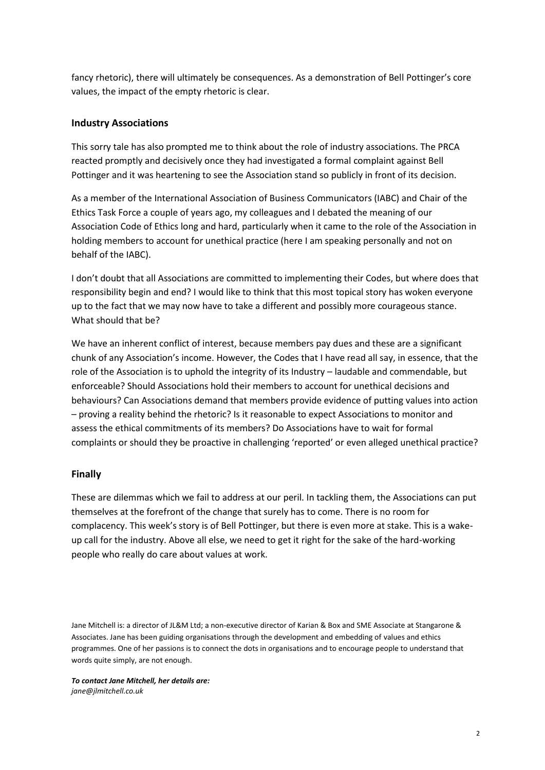fancy rhetoric), there will ultimately be consequences. As a demonstration of Bell Pottinger's core values, the impact of the empty rhetoric is clear.

## Industry Associations

This sorry tale has also prompted me to think about the role of industry associations. The PRCA reacted promptly and decisively once they had investigated a formal complaint against Bell Pottinger and it was heartening to see the Association stand so publicly in front of its decision.

As a member of the International Association of Business Communicators (IABC) and Chair of the Ethics Task Force a couple of years ago, my colleagues and I debated the meaning of our Association Code of Ethics long and hard, particularly when it came to the role of the Association in holding members to account for unethical practice (here I am speaking personally and not on behalf of the IABC).

I don't doubt that all Associations are committed to implementing their Codes, but where does that responsibility begin and end? I would like to think that this most topical story has woken everyone up to the fact that we may now have to take a different and possibly more courageous stance. What should that be?

We have an inherent conflict of interest, because members pay dues and these are a significant chunk of any Association's income. However, the Codes that I have read all say, in essence, that the role of the Association is to uphold the integrity of its Industry – laudable and commendable, but enforceable? Should Associations hold their members to account for unethical decisions and behaviours? Can Associations demand that members provide evidence of putting values into action – proving a reality behind the rhetoric? Is it reasonable to expect Associations to monitor and assess the ethical commitments of its members? Do Associations have to wait for formal complaints or should they be proactive in challenging 'reported' or even alleged unethical practice?

## Finally

These are dilemmas which we fail to address at our peril. In tackling them, the Associations can put themselves at the forefront of the change that surely has to come. There is no room for complacency. This week's story is of Bell Pottinger, but there is even more at stake. This is a wake-up call for the industry. Above all else, we need to get it right for the sake of the hard-working people who really do care about values at work.

Jane Mitchell is: a director of JL&M Ltd; a non-executive director of Karian & Box and SME Associate at Stangarone & Associates. Jane has been guiding organisations through the development and embedding of values and ethics programmes. One of her passions is to connect the dots in organisations and to encourage people to understand that words quite simply, are not enough.

***To contact Jane Mitchell, her details are:***
*jane@jlmitchell.co.uk*